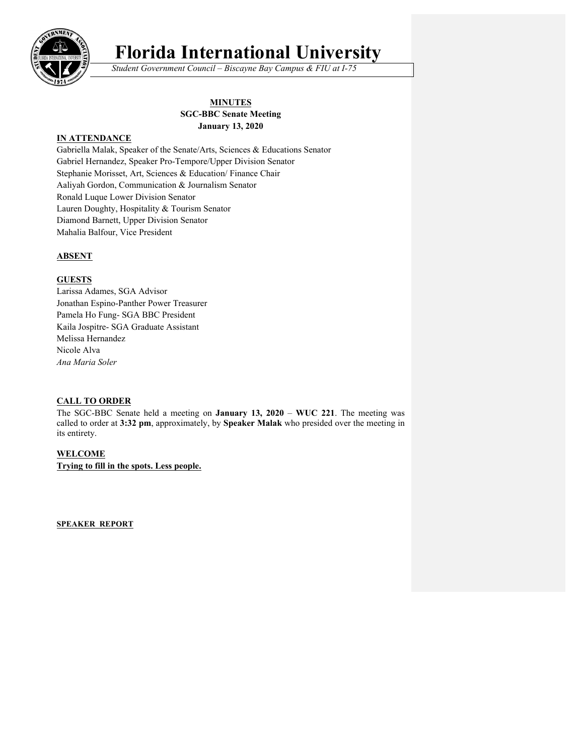# Florida International University

*Student Government Council – Biscayne Bay Campus & FIU at I-75*

**MINUTES**
**SGC-BBC Senate Meeting**
**January 13, 2020**

## IN ATTENDANCE

Gabriella Malak, Speaker of the Senate/Arts, Sciences & Educations Senator
Gabriel Hernandez, Speaker Pro-Tempore/Upper Division Senator
Stephanie Morisset, Art, Sciences & Education/ Finance Chair
Aaliyah Gordon, Communication & Journalism Senator
Ronald Luque Lower Division Senator
Lauren Doughty, Hospitality & Tourism Senator
Diamond Barnett, Upper Division Senator
Mahalia Balfour, Vice President

## ABSENT

## GUESTS

Larissa Adames, SGA Advisor
Jonathan Espino-Panther Power Treasurer
Pamela Ho Fung- SGA BBC President
Kaila Jospitre- SGA Graduate Assistant
Melissa Hernandez
Nicole Alva
*Ana Maria Soler*

## CALL TO ORDER

The SGC-BBC Senate held a meeting on **January 13, 2020** – **WUC 221**. The meeting was called to order at **3:32 pm**, approximately, by **Speaker Malak** who presided over the meeting in its entirety.

## WELCOME

**Trying to fill in the spots. Less people.**

## SPEAKER REPORT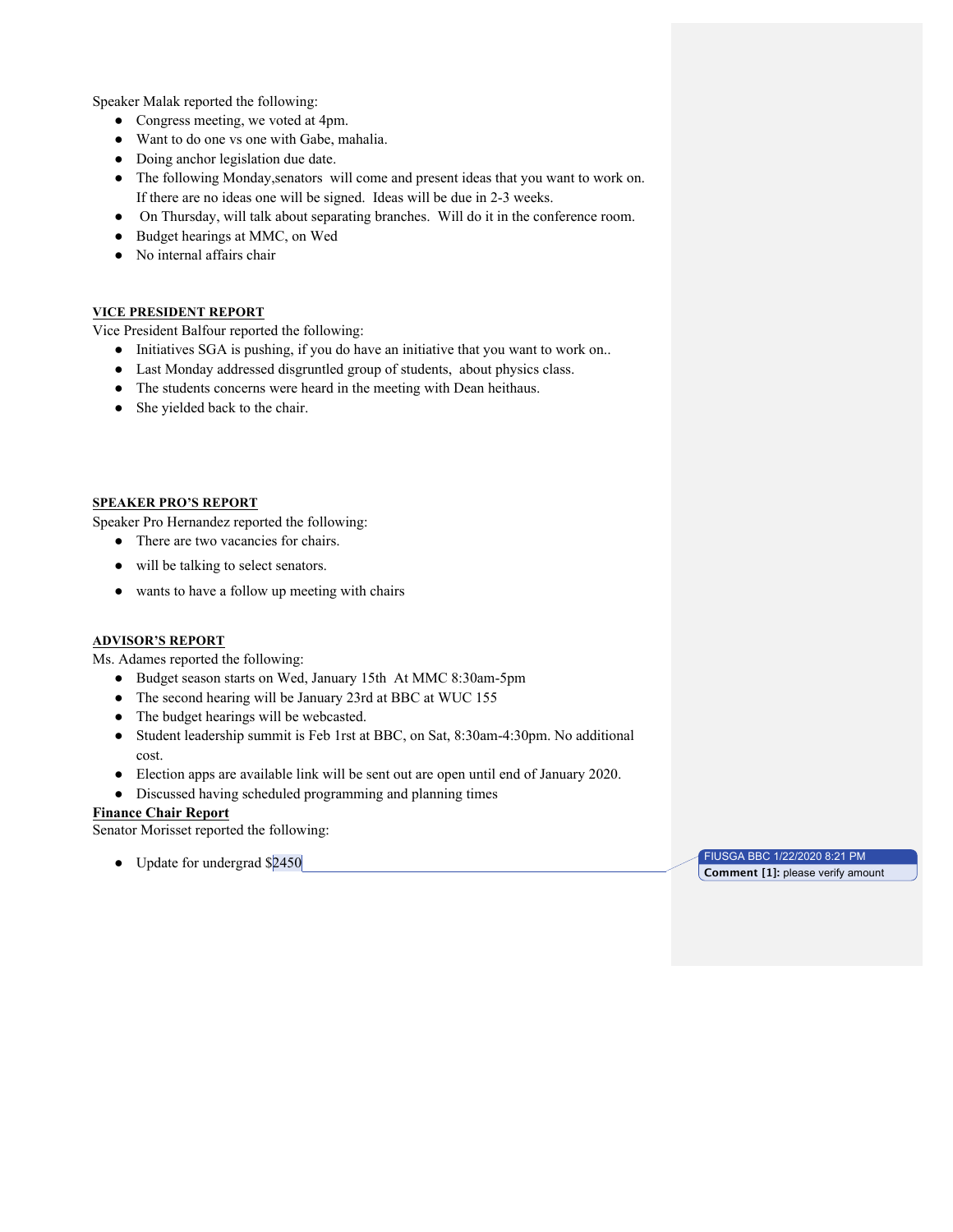Speaker Malak reported the following:

- Congress meeting, we voted at 4pm.
- Want to do one vs one with Gabe, mahalia.
- Doing anchor legislation due date.
- The following Monday,senators will come and present ideas that you want to work on. If there are no ideas one will be signed. Ideas will be due in 2-3 weeks.
- On Thursday, will talk about separating branches. Will do it in the conference room.
- Budget hearings at MMC, on Wed
- No internal affairs chair

**VICE PRESIDENT REPORT**

Vice President Balfour reported the following:

- Initiatives SGA is pushing, if you do have an initiative that you want to work on..
- Last Monday addressed disgruntled group of students, about physics class.
- The students concerns were heard in the meeting with Dean heithaus.
- She yielded back to the chair.

**SPEAKER PRO'S REPORT**

Speaker Pro Hernandez reported the following:

- There are two vacancies for chairs.
- will be talking to select senators.
- wants to have a follow up meeting with chairs

**ADVISOR'S REPORT**

Ms. Adames reported the following:

- Budget season starts on Wed, January 15th At MMC 8:30am-5pm
- The second hearing will be January 23rd at BBC at WUC 155
- The budget hearings will be webcasted.
- Student leadership summit is Feb 1rst at BBC, on Sat, 8:30am-4:30pm. No additional cost.
- Election apps are available link will be sent out are open until end of January 2020.
- Discussed having scheduled programming and planning times

**Finance Chair Report**

Senator Morisset reported the following:

- Update for undergrad $2450

FIUSGA BBC 1/22/2020 8:21 PM
**Comment [1]:** please verify amount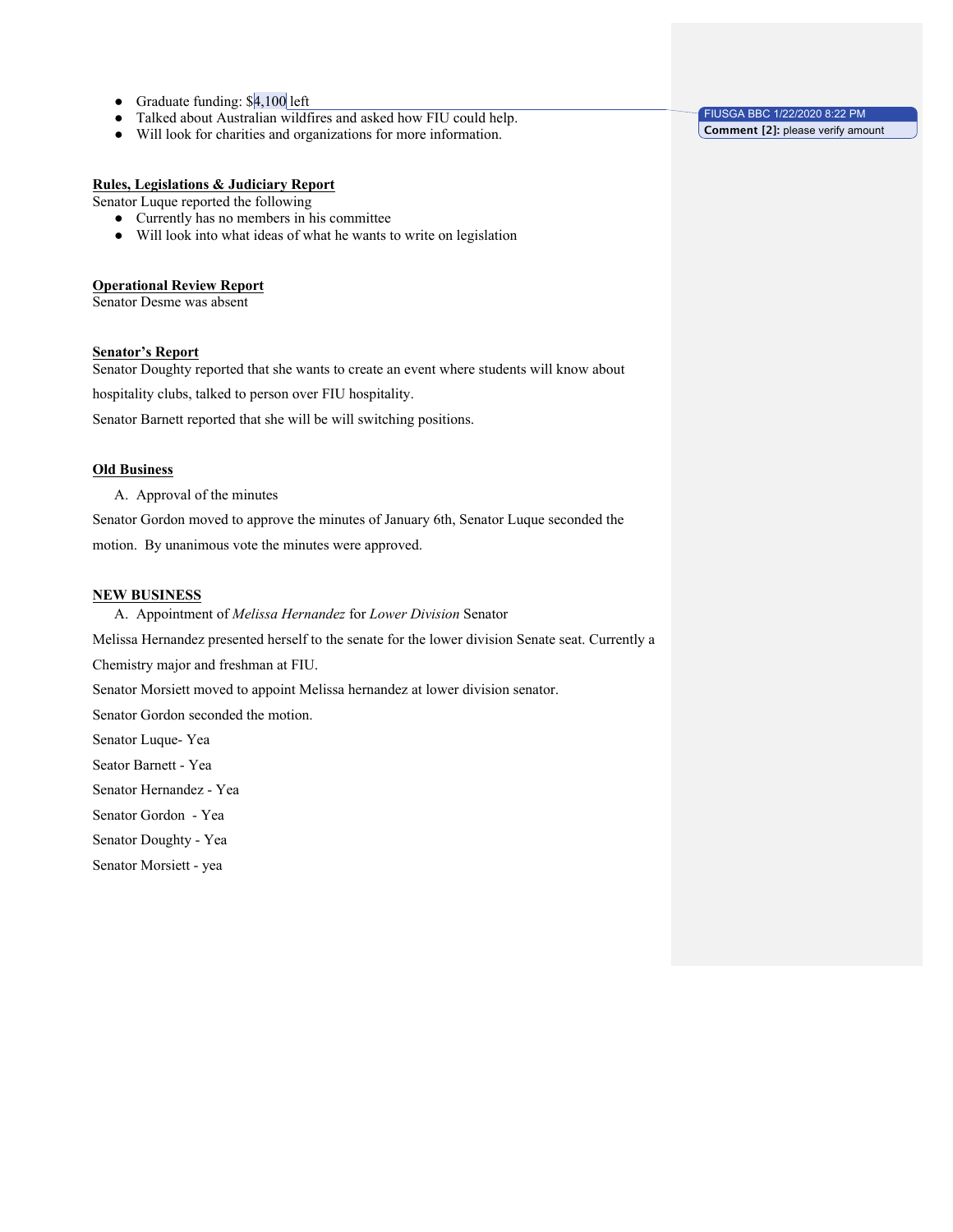- Graduate funding: $4,100 left
- Talked about Australian wildfires and asked how FIU could help.
- Will look for charities and organizations for more information.

FIUSGA BBC 1/22/2020 8:22 PM
**Comment [2]:** please verify amount

**Rules, Legislations & Judiciary Report**

Senator Luque reported the following

- Currently has no members in his committee
- Will look into what ideas of what he wants to write on legislation

**Operational Review Report**

Senator Desme was absent

**Senator's Report**

Senator Doughty reported that she wants to create an event where students will know about hospitality clubs, talked to person over FIU hospitality.

Senator Barnett reported that she will be will switching positions.

**Old Business**

A. Approval of the minutes

Senator Gordon moved to approve the minutes of January 6th, Senator Luque seconded the motion. By unanimous vote the minutes were approved.

**NEW BUSINESS**

A. Appointment of *Melissa Hernandez* for *Lower Division* Senator

Melissa Hernandez presented herself to the senate for the lower division Senate seat. Currently a Chemistry major and freshman at FIU.

Senator Morsiett moved to appoint Melissa hernandez at lower division senator.

Senator Gordon seconded the motion.

Senator Luque- Yea

Seator Barnett - Yea

Senator Hernandez - Yea

Senator Gordon - Yea

Senator Doughty - Yea

Senator Morsiett - yea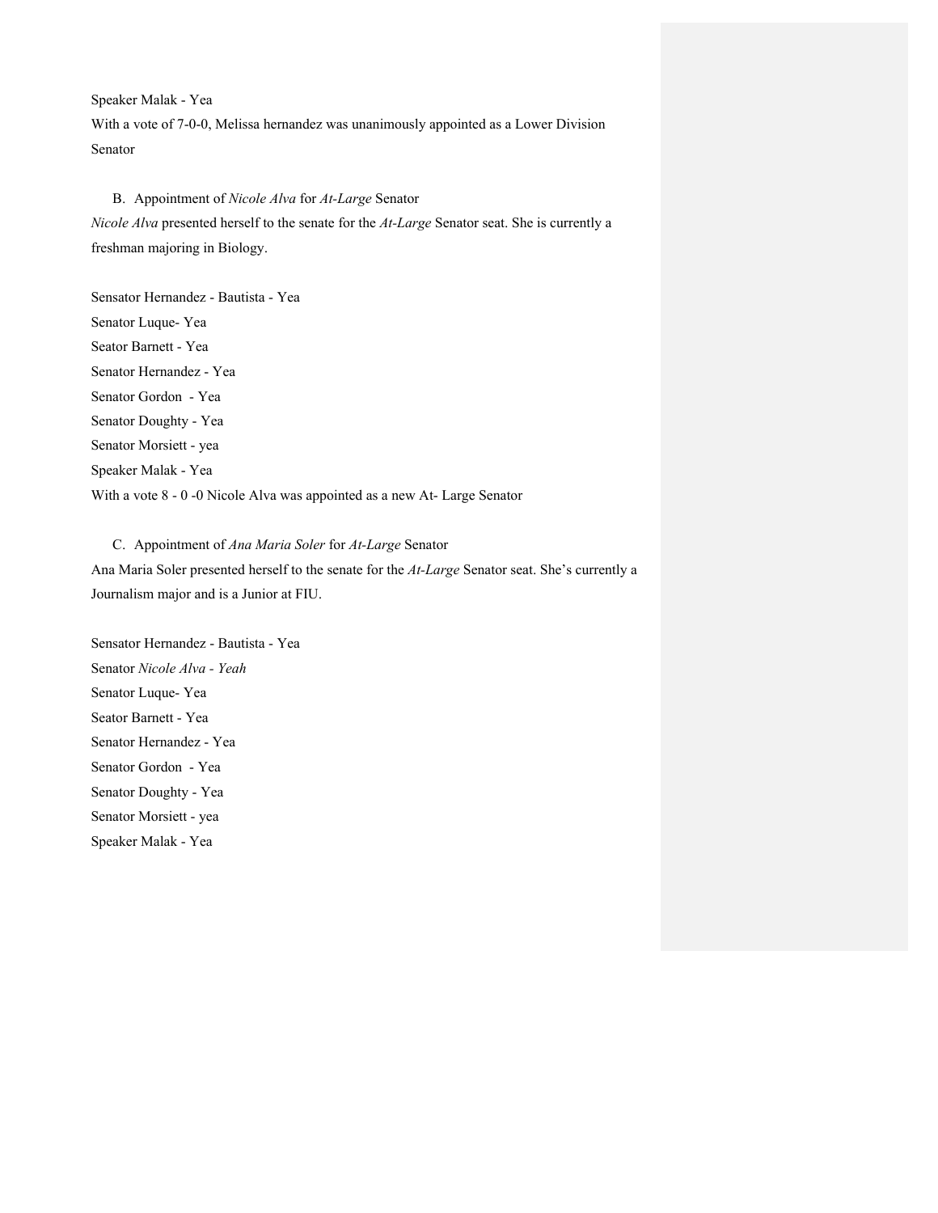Speaker Malak - Yea

With a vote of 7-0-0, Melissa hernandez was unanimously appointed as a Lower Division Senator

B. Appointment of *Nicole Alva* for *At-Large* Senator

*Nicole Alva* presented herself to the senate for the *At-Large* Senator seat. She is currently a freshman majoring in Biology.

Sensator Hernandez - Bautista - Yea
Senator Luque- Yea
Seator Barnett - Yea
Senator Hernandez - Yea
Senator Gordon - Yea
Senator Doughty - Yea
Senator Morsiett - yea
Speaker Malak - Yea
With a vote 8 - 0 -0 Nicole Alva was appointed as a new At- Large Senator

C. Appointment of *Ana Maria Soler* for *At-Large* Senator

Ana Maria Soler presented herself to the senate for the *At-Large* Senator seat. She's currently a Journalism major and is a Junior at FIU.

Sensator Hernandez - Bautista - Yea
Senator *Nicole Alva - Yeah*
Senator Luque- Yea
Seator Barnett - Yea
Senator Hernandez - Yea
Senator Gordon - Yea
Senator Doughty - Yea
Senator Morsiett - yea
Speaker Malak - Yea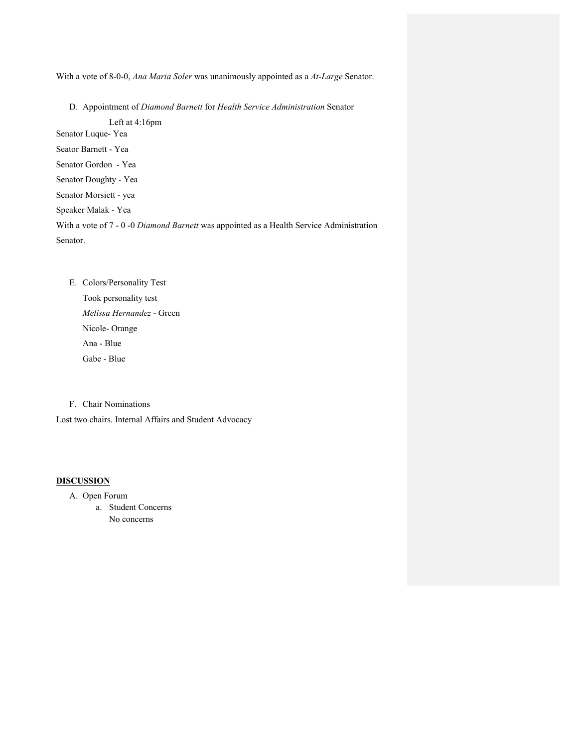With a vote of 8-0-0, *Ana Maria Soler* was unanimously appointed as a *At-Large* Senator.

D. Appointment of *Diamond Barnett* for *Health Service Administration* Senator

Left at 4:16pm

Senator Luque- Yea

Seator Barnett - Yea

Senator Gordon - Yea

Senator Doughty - Yea

Senator Morsiett - yea

Speaker Malak - Yea

With a vote of 7 - 0 -0 *Diamond Barnett* was appointed as a Health Service Administration Senator.

E. Colors/Personality Test

Took personality test

*Melissa Hernandez* - Green

Nicole- Orange

Ana - Blue

Gabe - Blue

F. Chair Nominations

Lost two chairs. Internal Affairs and Student Advocacy

**DISCUSSION**

A. Open Forum
   a. Student Concerns
      No concerns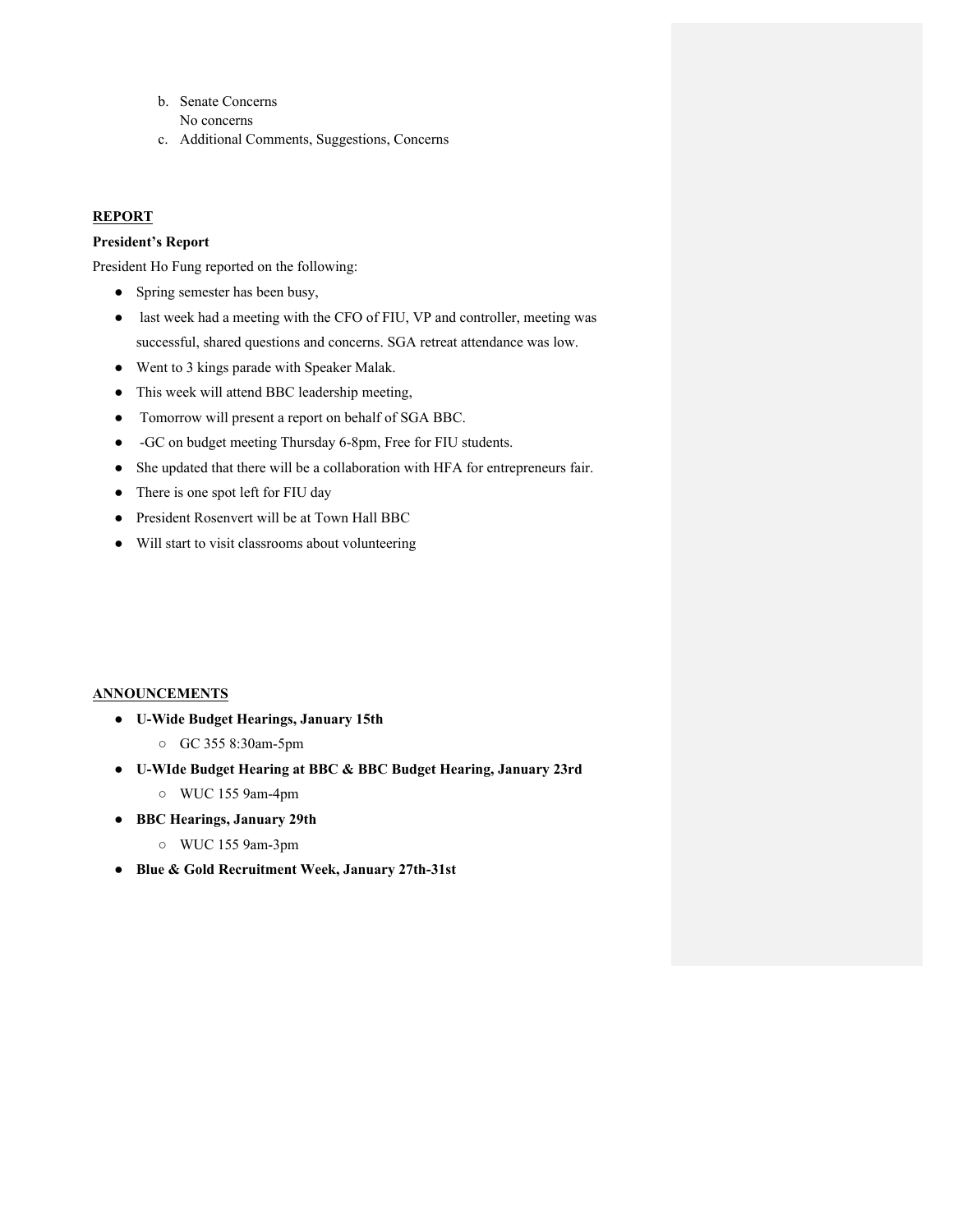b. Senate Concerns
   No concerns
c. Additional Comments, Suggestions, Concerns

**REPORT**

**President's Report**

President Ho Fung reported on the following:

- Spring semester has been busy,
- last week had a meeting with the CFO of FIU, VP and controller, meeting was successful, shared questions and concerns. SGA retreat attendance was low.
- Went to 3 kings parade with Speaker Malak.
- This week will attend BBC leadership meeting,
- Tomorrow will present a report on behalf of SGA BBC.
- -GC on budget meeting Thursday 6-8pm, Free for FIU students.
- She updated that there will be a collaboration with HFA for entrepreneurs fair.
- There is one spot left for FIU day
- President Rosenvert will be at Town Hall BBC
- Will start to visit classrooms about volunteering

**ANNOUNCEMENTS**

- **U-Wide Budget Hearings, January 15th**
  - GC 355 8:30am-5pm
- **U-WIde Budget Hearing at BBC & BBC Budget Hearing, January 23rd**
  - WUC 155 9am-4pm
- **BBC Hearings, January 29th**
  - WUC 155 9am-3pm
- **Blue & Gold Recruitment Week, January 27th-31st**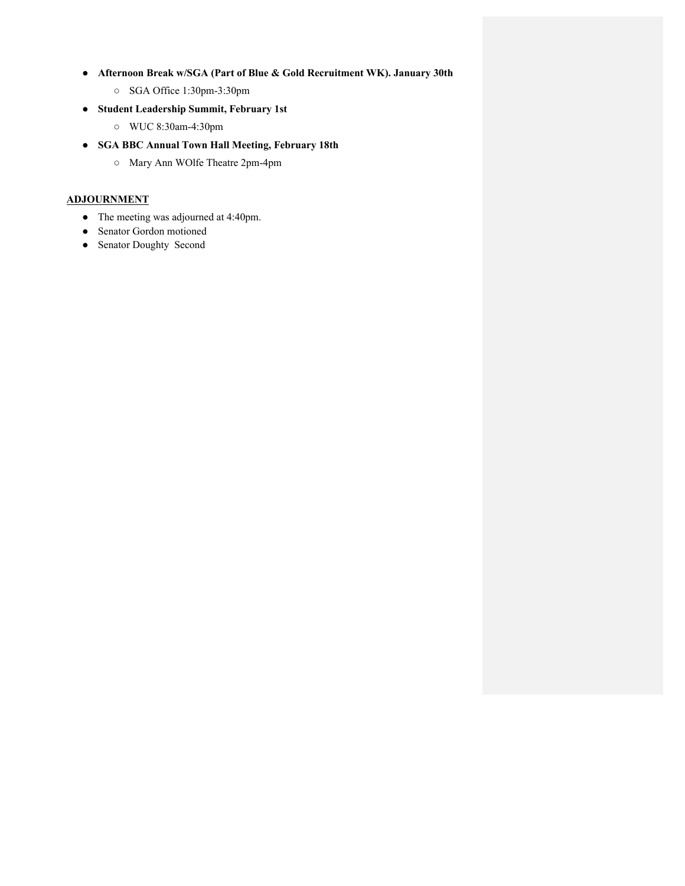- **Afternoon Break w/SGA (Part of Blue & Gold Recruitment WK). January 30th**
  - SGA Office 1:30pm-3:30pm
- **Student Leadership Summit, February 1st**
  - WUC 8:30am-4:30pm
- **SGA BBC Annual Town Hall Meeting, February 18th**
  - Mary Ann WOlfe Theatre 2pm-4pm

**ADJOURNMENT**

- The meeting was adjourned at 4:40pm.
- Senator Gordon motioned
- Senator Doughty Second